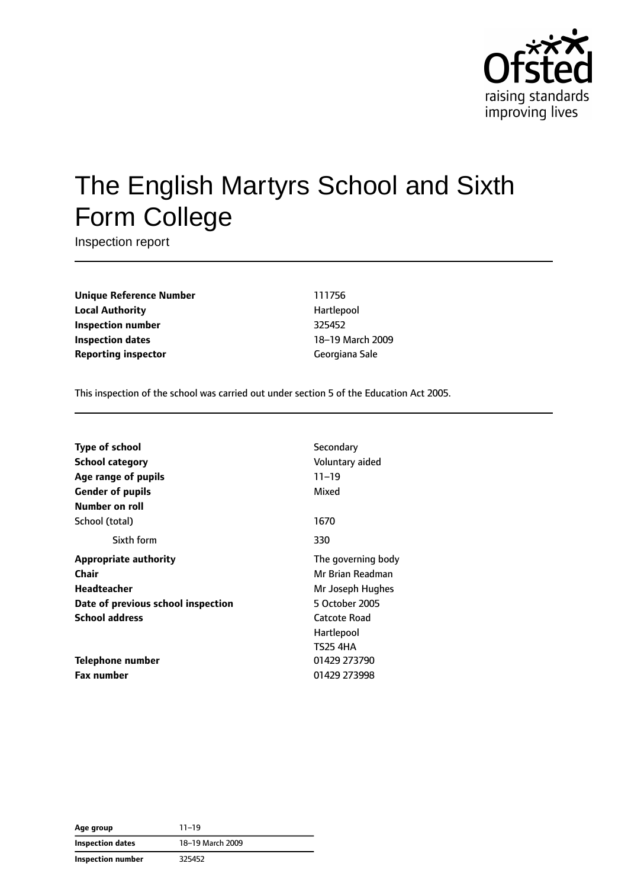# The English Martyrs School and Sixth Form College

Inspection report

| | |
|---|---|
| **Unique Reference Number** | 111756 |
| **Local Authority** | Hartlepool |
| **Inspection number** | 325452 |
| **Inspection dates** | 18–19 March 2009 |
| **Reporting inspector** | Georgiana Sale |

This inspection of the school was carried out under section 5 of the Education Act 2005.

| | |
|---|---|
| **Type of school** | Secondary |
| **School category** | Voluntary aided |
| **Age range of pupils** | 11–19 |
| **Gender of pupils** | Mixed |
| **Number on roll** | |
| School (total) | 1670 |
| Sixth form | 330 |
| **Appropriate authority** | The governing body |
| **Chair** | Mr Brian Readman |
| **Headteacher** | Mr Joseph Hughes |
| **Date of previous school inspection** | 5 October 2005 |
| **School address** | Catcote Road<br>Hartlepool<br>TS25 4HA |
| **Telephone number** | 01429 273790 |
| **Fax number** | 01429 273998 |

| | |
|---|---|
| **Age group** | 11–19 |
| **Inspection dates** | 18–19 March 2009 |
| **Inspection number** | 325452 |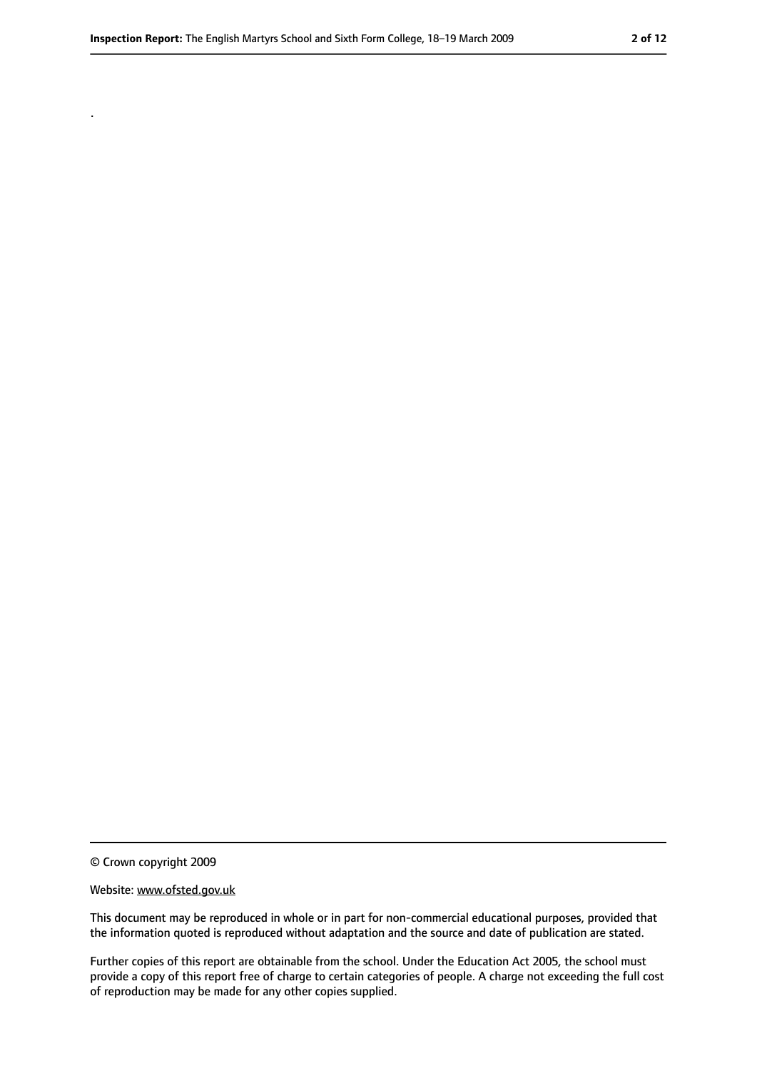.

© Crown copyright 2009

Website: www.ofsted.gov.uk

This document may be reproduced in whole or in part for non-commercial educational purposes, provided that the information quoted is reproduced without adaptation and the source and date of publication are stated.

Further copies of this report are obtainable from the school. Under the Education Act 2005, the school must provide a copy of this report free of charge to certain categories of people. A charge not exceeding the full cost of reproduction may be made for any other copies supplied.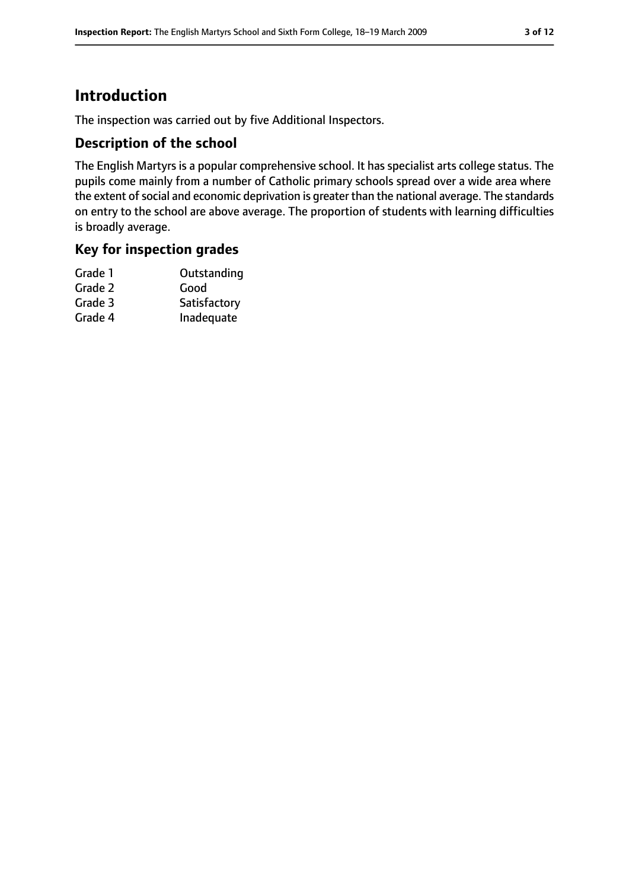# Introduction

The inspection was carried out by five Additional Inspectors.

## Description of the school

The English Martyrs is a popular comprehensive school. It has specialist arts college status. The pupils come mainly from a number of Catholic primary schools spread over a wide area where the extent of social and economic deprivation is greater than the national average. The standards on entry to the school are above average. The proportion of students with learning difficulties is broadly average.

## Key for inspection grades

| | |
|---|---|
| Grade 1 | Outstanding |
| Grade 2 | Good |
| Grade 3 | Satisfactory |
| Grade 4 | Inadequate |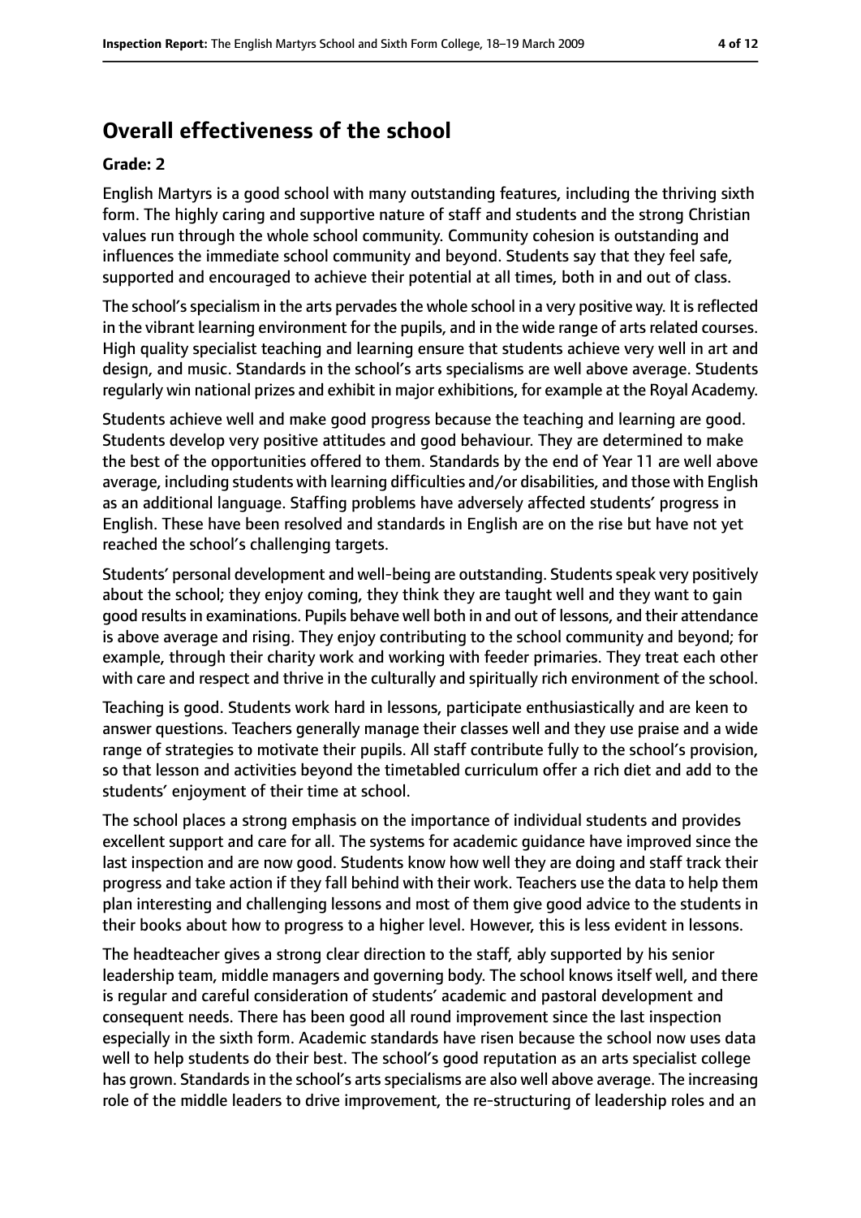## Overall effectiveness of the school

**Grade: 2**

English Martyrs is a good school with many outstanding features, including the thriving sixth form. The highly caring and supportive nature of staff and students and the strong Christian values run through the whole school community. Community cohesion is outstanding and influences the immediate school community and beyond. Students say that they feel safe, supported and encouraged to achieve their potential at all times, both in and out of class.

The school's specialism in the arts pervades the whole school in a very positive way. It is reflected in the vibrant learning environment for the pupils, and in the wide range of arts related courses. High quality specialist teaching and learning ensure that students achieve very well in art and design, and music. Standards in the school's arts specialisms are well above average. Students regularly win national prizes and exhibit in major exhibitions, for example at the Royal Academy.

Students achieve well and make good progress because the teaching and learning are good. Students develop very positive attitudes and good behaviour. They are determined to make the best of the opportunities offered to them. Standards by the end of Year 11 are well above average, including students with learning difficulties and/or disabilities, and those with English as an additional language. Staffing problems have adversely affected students' progress in English. These have been resolved and standards in English are on the rise but have not yet reached the school's challenging targets.

Students' personal development and well-being are outstanding. Students speak very positively about the school; they enjoy coming, they think they are taught well and they want to gain good results in examinations. Pupils behave well both in and out of lessons, and their attendance is above average and rising. They enjoy contributing to the school community and beyond; for example, through their charity work and working with feeder primaries. They treat each other with care and respect and thrive in the culturally and spiritually rich environment of the school.

Teaching is good. Students work hard in lessons, participate enthusiastically and are keen to answer questions. Teachers generally manage their classes well and they use praise and a wide range of strategies to motivate their pupils. All staff contribute fully to the school's provision, so that lesson and activities beyond the timetabled curriculum offer a rich diet and add to the students' enjoyment of their time at school.

The school places a strong emphasis on the importance of individual students and provides excellent support and care for all. The systems for academic guidance have improved since the last inspection and are now good. Students know how well they are doing and staff track their progress and take action if they fall behind with their work. Teachers use the data to help them plan interesting and challenging lessons and most of them give good advice to the students in their books about how to progress to a higher level. However, this is less evident in lessons.

The headteacher gives a strong clear direction to the staff, ably supported by his senior leadership team, middle managers and governing body. The school knows itself well, and there is regular and careful consideration of students' academic and pastoral development and consequent needs. There has been good all round improvement since the last inspection especially in the sixth form. Academic standards have risen because the school now uses data well to help students do their best. The school's good reputation as an arts specialist college has grown. Standards in the school's arts specialisms are also well above average. The increasing role of the middle leaders to drive improvement, the re-structuring of leadership roles and an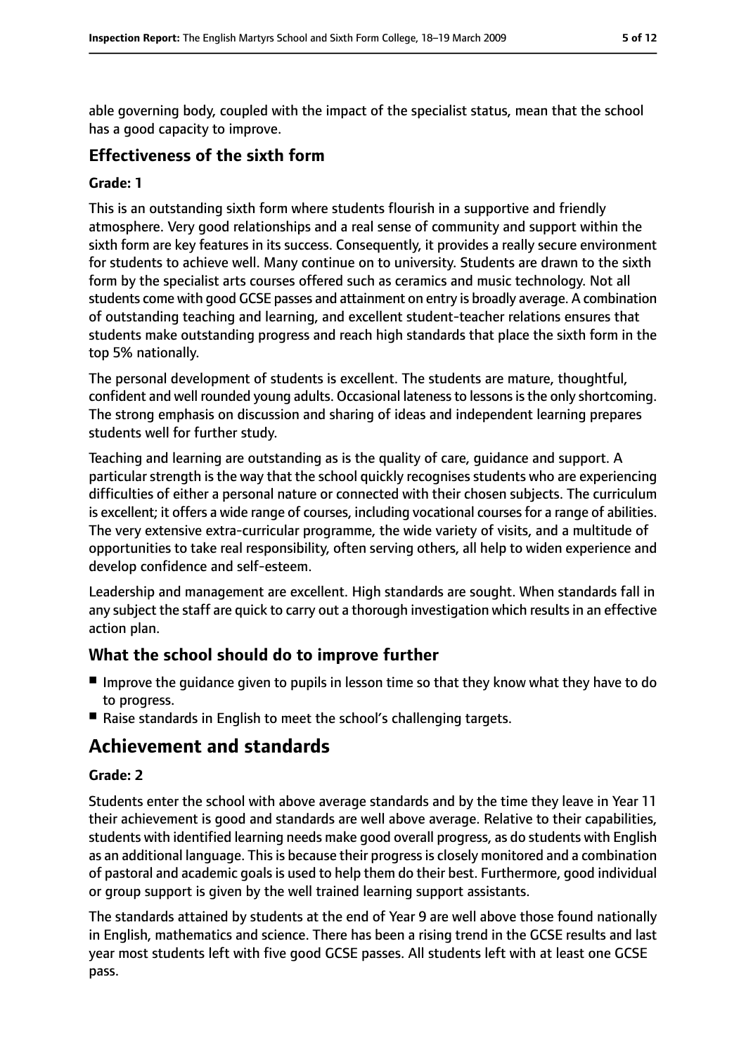able governing body, coupled with the impact of the specialist status, mean that the school has a good capacity to improve.

### Effectiveness of the sixth form

#### Grade: 1

This is an outstanding sixth form where students flourish in a supportive and friendly atmosphere. Very good relationships and a real sense of community and support within the sixth form are key features in its success. Consequently, it provides a really secure environment for students to achieve well. Many continue on to university. Students are drawn to the sixth form by the specialist arts courses offered such as ceramics and music technology. Not all students come with good GCSE passes and attainment on entry is broadly average. A combination of outstanding teaching and learning, and excellent student-teacher relations ensures that students make outstanding progress and reach high standards that place the sixth form in the top 5% nationally.

The personal development of students is excellent. The students are mature, thoughtful, confident and well rounded young adults. Occasional lateness to lessons is the only shortcoming. The strong emphasis on discussion and sharing of ideas and independent learning prepares students well for further study.

Teaching and learning are outstanding as is the quality of care, guidance and support. A particular strength is the way that the school quickly recognises students who are experiencing difficulties of either a personal nature or connected with their chosen subjects. The curriculum is excellent; it offers a wide range of courses, including vocational courses for a range of abilities. The very extensive extra-curricular programme, the wide variety of visits, and a multitude of opportunities to take real responsibility, often serving others, all help to widen experience and develop confidence and self-esteem.

Leadership and management are excellent. High standards are sought. When standards fall in any subject the staff are quick to carry out a thorough investigation which results in an effective action plan.

### What the school should do to improve further

- Improve the guidance given to pupils in lesson time so that they know what they have to do to progress.
- Raise standards in English to meet the school's challenging targets.

## Achievement and standards

#### Grade: 2

Students enter the school with above average standards and by the time they leave in Year 11 their achievement is good and standards are well above average. Relative to their capabilities, students with identified learning needs make good overall progress, as do students with English as an additional language. This is because their progress is closely monitored and a combination of pastoral and academic goals is used to help them do their best. Furthermore, good individual or group support is given by the well trained learning support assistants.

The standards attained by students at the end of Year 9 are well above those found nationally in English, mathematics and science. There has been a rising trend in the GCSE results and last year most students left with five good GCSE passes. All students left with at least one GCSE pass.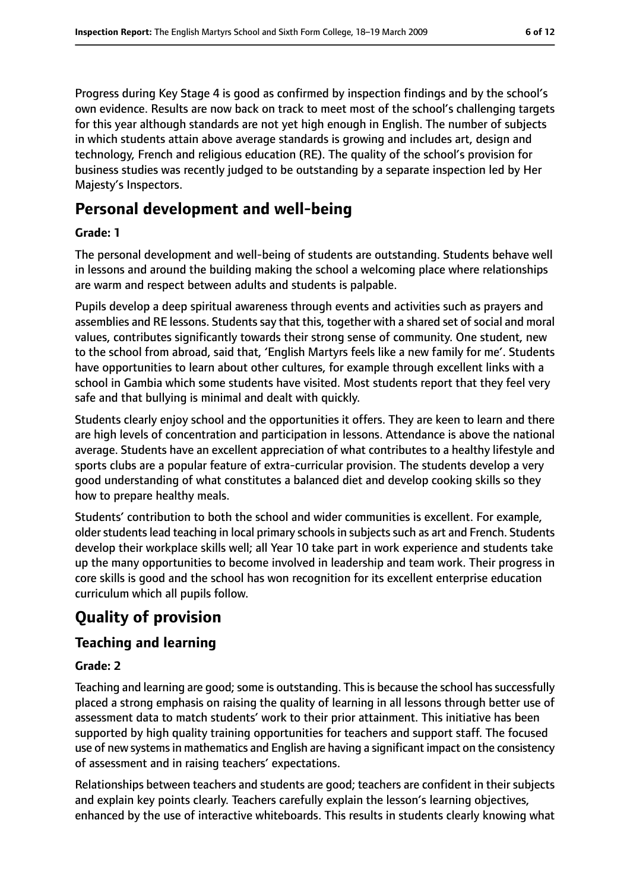Progress during Key Stage 4 is good as confirmed by inspection findings and by the school's own evidence. Results are now back on track to meet most of the school's challenging targets for this year although standards are not yet high enough in English. The number of subjects in which students attain above average standards is growing and includes art, design and technology, French and religious education (RE). The quality of the school's provision for business studies was recently judged to be outstanding by a separate inspection led by Her Majesty's Inspectors.

## Personal development and well-being

**Grade: 1**

The personal development and well-being of students are outstanding. Students behave well in lessons and around the building making the school a welcoming place where relationships are warm and respect between adults and students is palpable.

Pupils develop a deep spiritual awareness through events and activities such as prayers and assemblies and RE lessons. Students say that this, together with a shared set of social and moral values, contributes significantly towards their strong sense of community. One student, new to the school from abroad, said that, 'English Martyrs feels like a new family for me'. Students have opportunities to learn about other cultures, for example through excellent links with a school in Gambia which some students have visited. Most students report that they feel very safe and that bullying is minimal and dealt with quickly.

Students clearly enjoy school and the opportunities it offers. They are keen to learn and there are high levels of concentration and participation in lessons. Attendance is above the national average. Students have an excellent appreciation of what contributes to a healthy lifestyle and sports clubs are a popular feature of extra-curricular provision. The students develop a very good understanding of what constitutes a balanced diet and develop cooking skills so they how to prepare healthy meals.

Students' contribution to both the school and wider communities is excellent. For example, older students lead teaching in local primary schools in subjects such as art and French. Students develop their workplace skills well; all Year 10 take part in work experience and students take up the many opportunities to become involved in leadership and team work. Their progress in core skills is good and the school has won recognition for its excellent enterprise education curriculum which all pupils follow.

# Quality of provision

## Teaching and learning

**Grade: 2**

Teaching and learning are good; some is outstanding. This is because the school has successfully placed a strong emphasis on raising the quality of learning in all lessons through better use of assessment data to match students' work to their prior attainment. This initiative has been supported by high quality training opportunities for teachers and support staff. The focused use of new systems in mathematics and English are having a significant impact on the consistency of assessment and in raising teachers' expectations.

Relationships between teachers and students are good; teachers are confident in their subjects and explain key points clearly. Teachers carefully explain the lesson's learning objectives, enhanced by the use of interactive whiteboards. This results in students clearly knowing what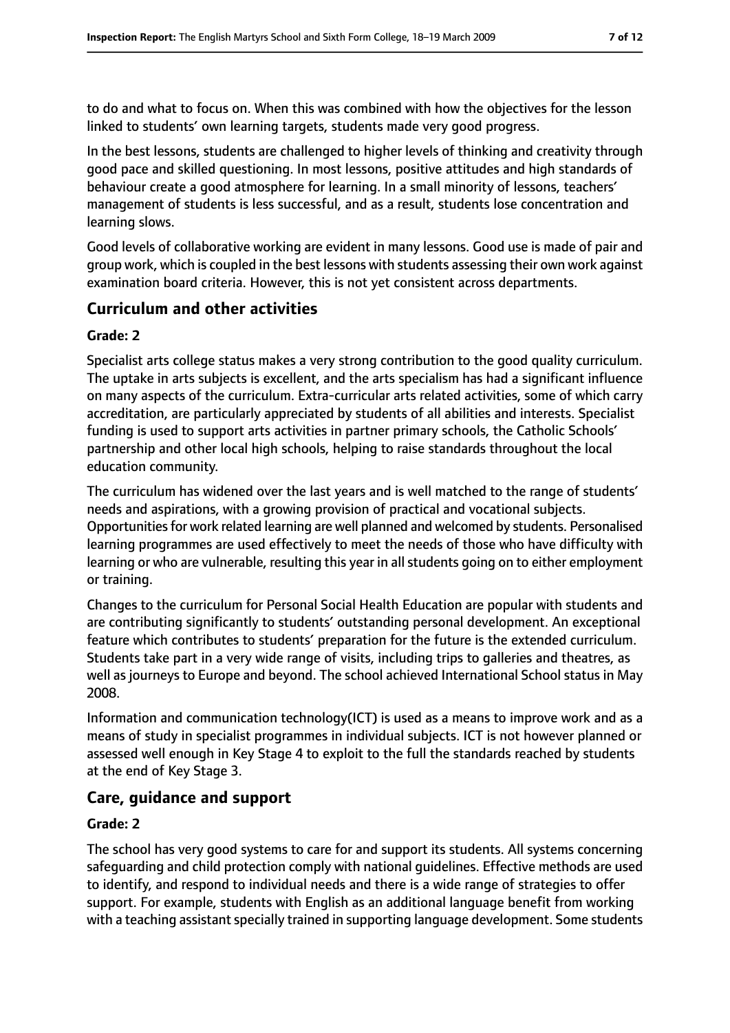to do and what to focus on. When this was combined with how the objectives for the lesson linked to students' own learning targets, students made very good progress.

In the best lessons, students are challenged to higher levels of thinking and creativity through good pace and skilled questioning. In most lessons, positive attitudes and high standards of behaviour create a good atmosphere for learning. In a small minority of lessons, teachers' management of students is less successful, and as a result, students lose concentration and learning slows.

Good levels of collaborative working are evident in many lessons. Good use is made of pair and group work, which is coupled in the best lessons with students assessing their own work against examination board criteria. However, this is not yet consistent across departments.

## Curriculum and other activities

### Grade: 2

Specialist arts college status makes a very strong contribution to the good quality curriculum. The uptake in arts subjects is excellent, and the arts specialism has had a significant influence on many aspects of the curriculum. Extra-curricular arts related activities, some of which carry accreditation, are particularly appreciated by students of all abilities and interests. Specialist funding is used to support arts activities in partner primary schools, the Catholic Schools' partnership and other local high schools, helping to raise standards throughout the local education community.

The curriculum has widened over the last years and is well matched to the range of students' needs and aspirations, with a growing provision of practical and vocational subjects. Opportunities for work related learning are well planned and welcomed by students. Personalised learning programmes are used effectively to meet the needs of those who have difficulty with learning or who are vulnerable, resulting this year in all students going on to either employment or training.

Changes to the curriculum for Personal Social Health Education are popular with students and are contributing significantly to students' outstanding personal development. An exceptional feature which contributes to students' preparation for the future is the extended curriculum. Students take part in a very wide range of visits, including trips to galleries and theatres, as well as journeys to Europe and beyond. The school achieved International School status in May 2008.

Information and communication technology(ICT) is used as a means to improve work and as a means of study in specialist programmes in individual subjects. ICT is not however planned or assessed well enough in Key Stage 4 to exploit to the full the standards reached by students at the end of Key Stage 3.

## Care, guidance and support

### Grade: 2

The school has very good systems to care for and support its students. All systems concerning safeguarding and child protection comply with national guidelines. Effective methods are used to identify, and respond to individual needs and there is a wide range of strategies to offer support. For example, students with English as an additional language benefit from working with a teaching assistant specially trained in supporting language development. Some students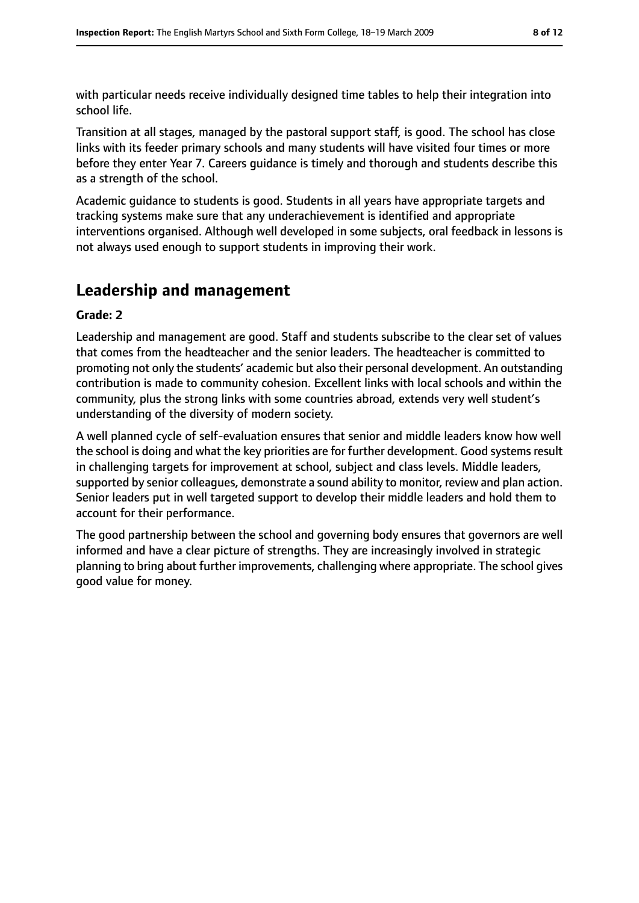with particular needs receive individually designed time tables to help their integration into school life.

Transition at all stages, managed by the pastoral support staff, is good. The school has close links with its feeder primary schools and many students will have visited four times or more before they enter Year 7. Careers guidance is timely and thorough and students describe this as a strength of the school.

Academic guidance to students is good. Students in all years have appropriate targets and tracking systems make sure that any underachievement is identified and appropriate interventions organised. Although well developed in some subjects, oral feedback in lessons is not always used enough to support students in improving their work.

## Leadership and management

**Grade: 2**

Leadership and management are good. Staff and students subscribe to the clear set of values that comes from the headteacher and the senior leaders. The headteacher is committed to promoting not only the students' academic but also their personal development. An outstanding contribution is made to community cohesion. Excellent links with local schools and within the community, plus the strong links with some countries abroad, extends very well student's understanding of the diversity of modern society.

A well planned cycle of self-evaluation ensures that senior and middle leaders know how well the school is doing and what the key priorities are for further development. Good systems result in challenging targets for improvement at school, subject and class levels. Middle leaders, supported by senior colleagues, demonstrate a sound ability to monitor, review and plan action. Senior leaders put in well targeted support to develop their middle leaders and hold them to account for their performance.

The good partnership between the school and governing body ensures that governors are well informed and have a clear picture of strengths. They are increasingly involved in strategic planning to bring about further improvements, challenging where appropriate. The school gives good value for money.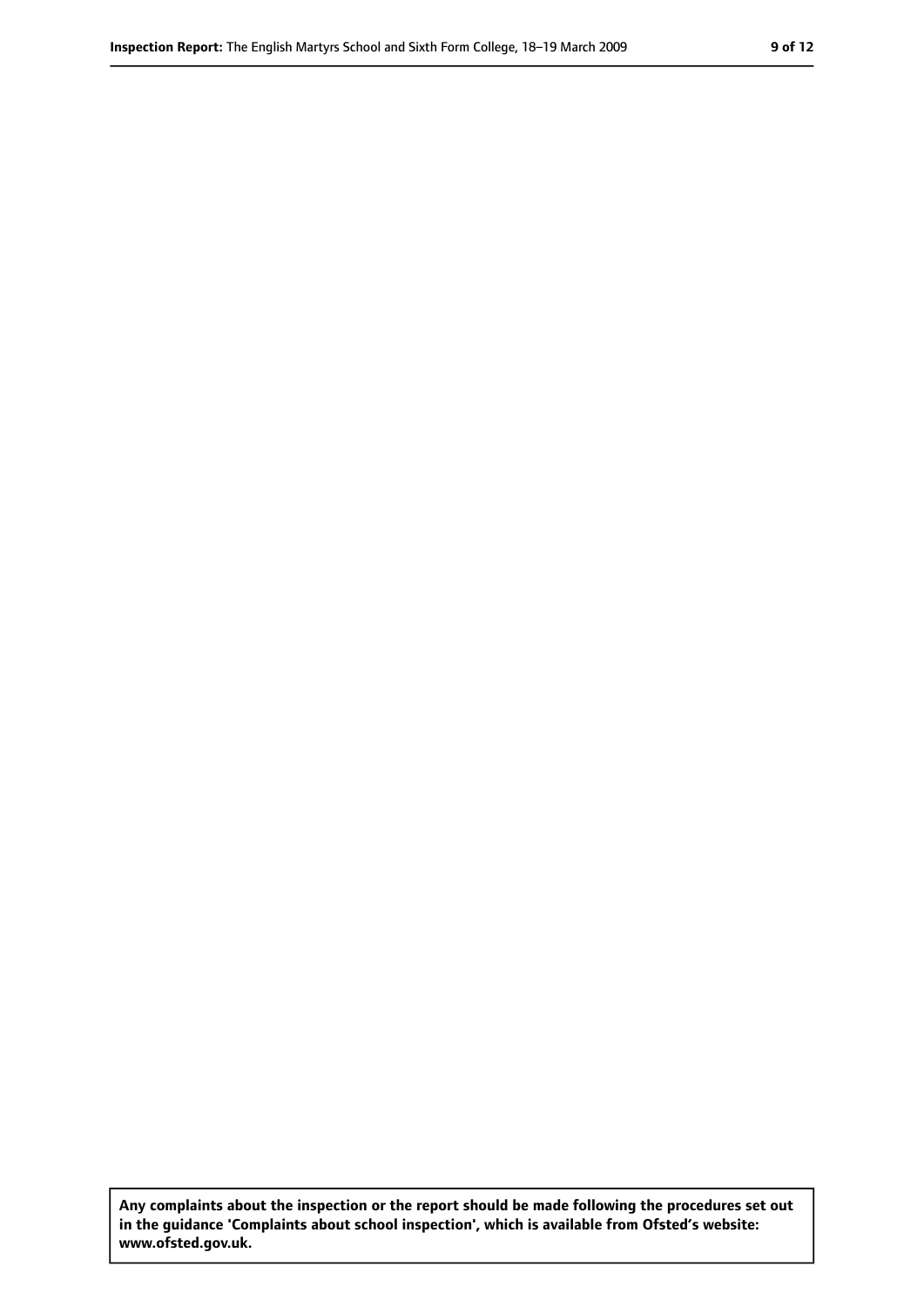**Any complaints about the inspection or the report should be made following the procedures set out in the guidance 'Complaints about school inspection', which is available from Ofsted's website: www.ofsted.gov.uk.**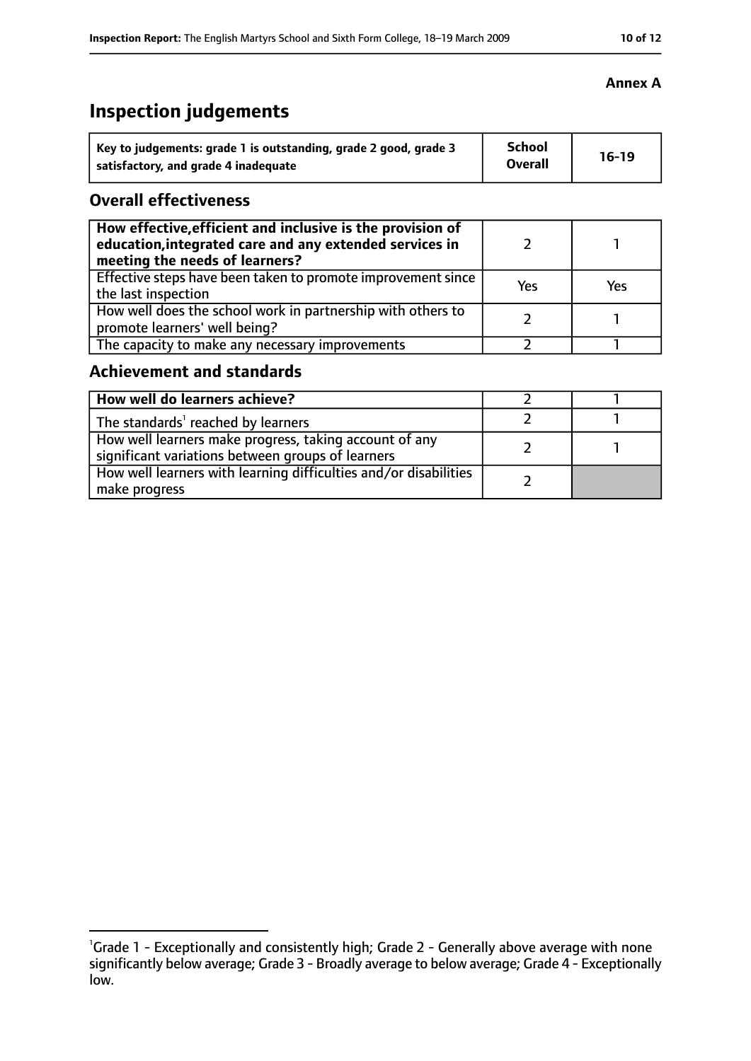**Annex A**

# Inspection judgements

| Key to judgements: grade 1 is outstanding, grade 2 good, grade 3 satisfactory, and grade 4 inadequate | School Overall | 16-19 |
|---|---|---|

## Overall effectiveness

| | | |
|---|---|---|
| How effective, efficient and inclusive is the provision of education, integrated care and any extended services in meeting the needs of learners? | 2 | 1 |
| Effective steps have been taken to promote improvement since the last inspection | Yes | Yes |
| How well does the school work in partnership with others to promote learners' well being? | 2 | 1 |
| The capacity to make any necessary improvements | 2 | 1 |

## Achievement and standards

| | | |
|---|---|---|
| How well do learners achieve? | 2 | 1 |
| The standards[1] reached by learners | 2 | 1 |
| How well learners make progress, taking account of any significant variations between groups of learners | 2 | 1 |
| How well learners with learning difficulties and/or disabilities make progress | 2 | |

[1]Grade 1 - Exceptionally and consistently high; Grade 2 - Generally above average with none significantly below average; Grade 3 - Broadly average to below average; Grade 4 - Exceptionally low.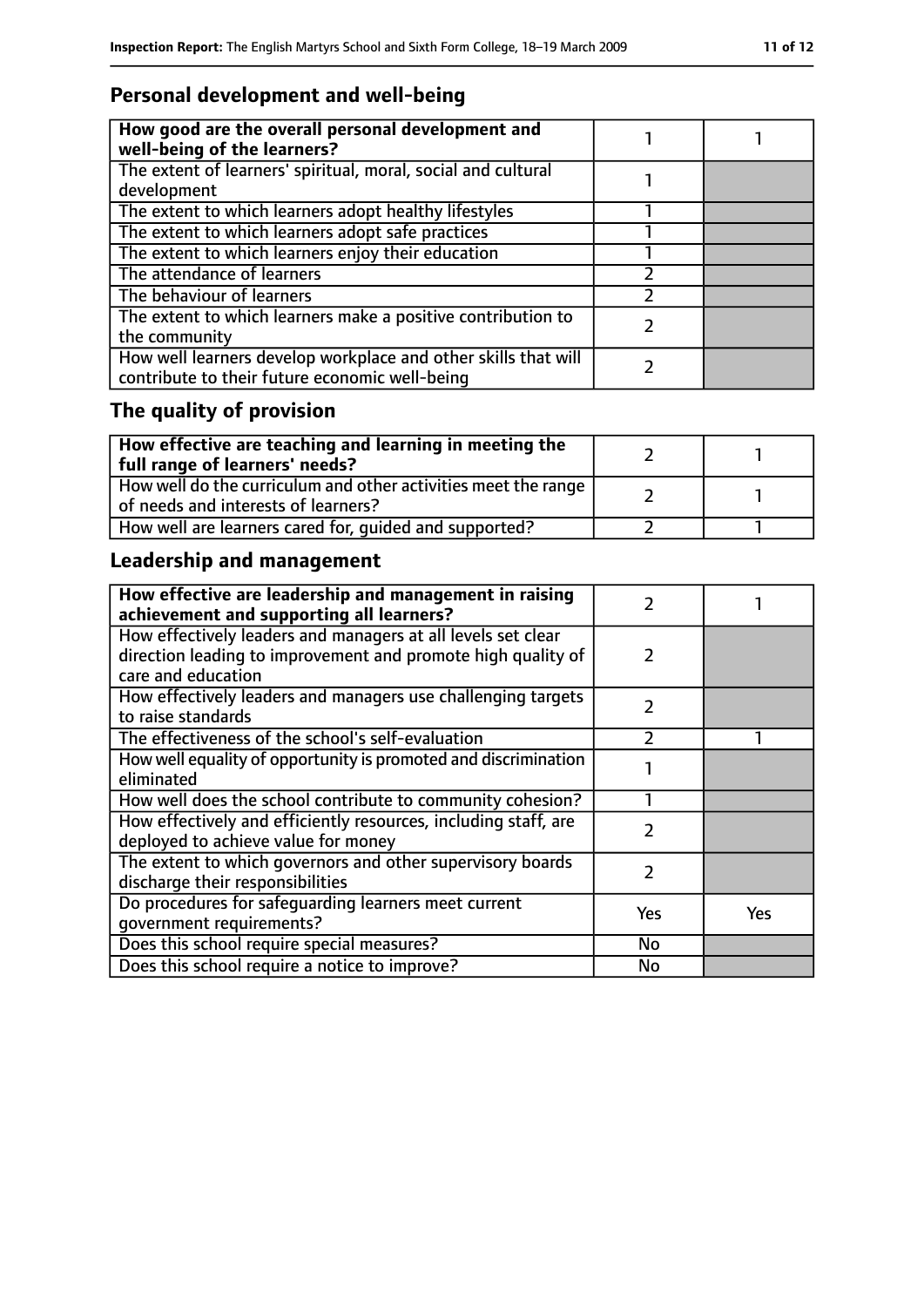## Personal development and well-being

| How good are the overall personal development and well-being of the learners? | 1 | 1 |
|---|---|---|
| The extent of learners' spiritual, moral, social and cultural development | 1 | |
| The extent to which learners adopt healthy lifestyles | 1 | |
| The extent to which learners adopt safe practices | 1 | |
| The extent to which learners enjoy their education | 1 | |
| The attendance of learners | 2 | |
| The behaviour of learners | 2 | |
| The extent to which learners make a positive contribution to the community | 2 | |
| How well learners develop workplace and other skills that will contribute to their future economic well-being | 2 | |

## The quality of provision

| How effective are teaching and learning in meeting the full range of learners' needs? | 2 | 1 |
|---|---|---|
| How well do the curriculum and other activities meet the range of needs and interests of learners? | 2 | 1 |
| How well are learners cared for, guided and supported? | 2 | 1 |

## Leadership and management

| How effective are leadership and management in raising achievement and supporting all learners? | 2 | 1 |
|---|---|---|
| How effectively leaders and managers at all levels set clear direction leading to improvement and promote high quality of care and education | 2 | |
| How effectively leaders and managers use challenging targets to raise standards | 2 | |
| The effectiveness of the school's self-evaluation | 2 | 1 |
| How well equality of opportunity is promoted and discrimination eliminated | 1 | |
| How well does the school contribute to community cohesion? | 1 | |
| How effectively and efficiently resources, including staff, are deployed to achieve value for money | 2 | |
| The extent to which governors and other supervisory boards discharge their responsibilities | 2 | |
| Do procedures for safeguarding learners meet current government requirements? | Yes | Yes |
| Does this school require special measures? | No | |
| Does this school require a notice to improve? | No | |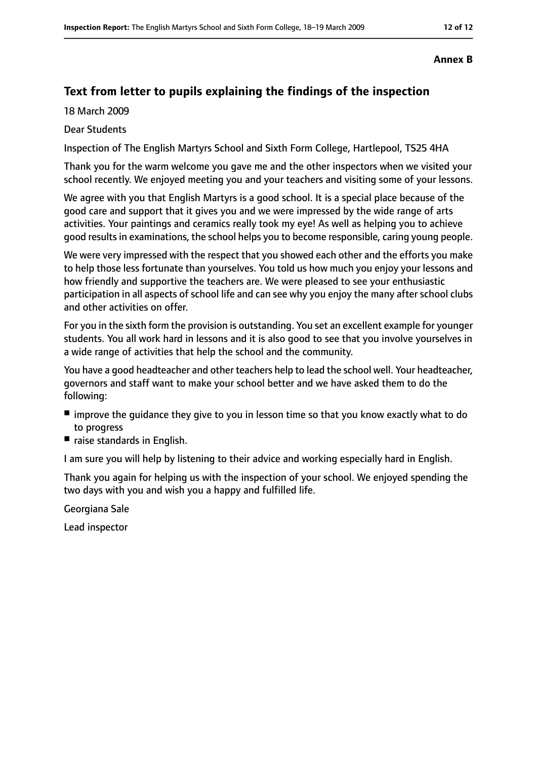**Annex B**

## Text from letter to pupils explaining the findings of the inspection

18 March 2009

Dear Students

Inspection of The English Martyrs School and Sixth Form College, Hartlepool, TS25 4HA

Thank you for the warm welcome you gave me and the other inspectors when we visited your school recently. We enjoyed meeting you and your teachers and visiting some of your lessons.

We agree with you that English Martyrs is a good school. It is a special place because of the good care and support that it gives you and we were impressed by the wide range of arts activities. Your paintings and ceramics really took my eye! As well as helping you to achieve good results in examinations, the school helps you to become responsible, caring young people.

We were very impressed with the respect that you showed each other and the efforts you make to help those less fortunate than yourselves. You told us how much you enjoy your lessons and how friendly and supportive the teachers are. We were pleased to see your enthusiastic participation in all aspects of school life and can see why you enjoy the many after school clubs and other activities on offer.

For you in the sixth form the provision is outstanding. You set an excellent example for younger students. You all work hard in lessons and it is also good to see that you involve yourselves in a wide range of activities that help the school and the community.

You have a good headteacher and other teachers help to lead the school well. Your headteacher, governors and staff want to make your school better and we have asked them to do the following:

- improve the guidance they give to you in lesson time so that you know exactly what to do to progress
- raise standards in English.

I am sure you will help by listening to their advice and working especially hard in English.

Thank you again for helping us with the inspection of your school. We enjoyed spending the two days with you and wish you a happy and fulfilled life.

Georgiana Sale

Lead inspector